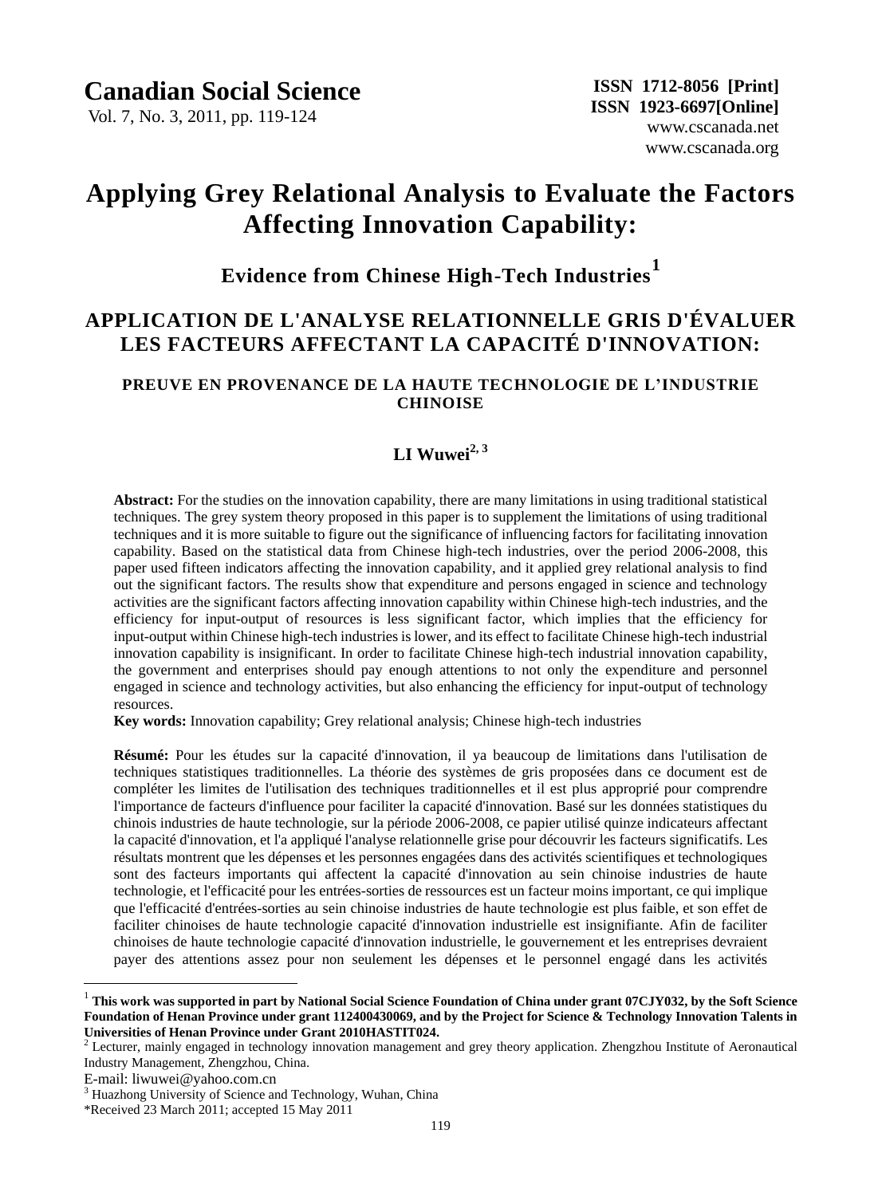# Canadian Social Science

Vol. 7, No. 3, 2011, pp. 119-124

**ISSN 1712-8056 [Print]**
**ISSN 1923-6697[Online]**
www.cscanada.net
www.cscanada.org

# Applying Grey Relational Analysis to Evaluate the Factors Affecting Innovation Capability:

## Evidence from Chinese High-Tech Industries[1]

# APPLICATION DE L'ANALYSE RELATIONNELLE GRIS D'ÉVALUER LES FACTEURS AFFECTANT LA CAPACITÉ D'INNOVATION:

### PREUVE EN PROVENANCE DE LA HAUTE TECHNOLOGIE DE L'INDUSTRIE CHINOISE

**LI Wuwei[2, 3]**

**Abstract:** For the studies on the innovation capability, there are many limitations in using traditional statistical techniques. The grey system theory proposed in this paper is to supplement the limitations of using traditional techniques and it is more suitable to figure out the significance of influencing factors for facilitating innovation capability. Based on the statistical data from Chinese high-tech industries, over the period 2006-2008, this paper used fifteen indicators affecting the innovation capability, and it applied grey relational analysis to find out the significant factors. The results show that expenditure and persons engaged in science and technology activities are the significant factors affecting innovation capability within Chinese high-tech industries, and the efficiency for input-output of resources is less significant factor, which implies that the efficiency for input-output within Chinese high-tech industries is lower, and its effect to facilitate Chinese high-tech industrial innovation capability is insignificant. In order to facilitate Chinese high-tech industrial innovation capability, the government and enterprises should pay enough attentions to not only the expenditure and personnel engaged in science and technology activities, but also enhancing the efficiency for input-output of technology resources.

**Key words:** Innovation capability; Grey relational analysis; Chinese high-tech industries

**Résumé:** Pour les études sur la capacité d'innovation, il ya beaucoup de limitations dans l'utilisation de techniques statistiques traditionnelles. La théorie des systèmes de gris proposées dans ce document est de compléter les limites de l'utilisation des techniques traditionnelles et il est plus approprié pour comprendre l'importance de facteurs d'influence pour faciliter la capacité d'innovation. Basé sur les données statistiques du chinois industries de haute technologie, sur la période 2006-2008, ce papier utilisé quinze indicateurs affectant la capacité d'innovation, et l'a appliqué l'analyse relationnelle grise pour découvrir les facteurs significatifs. Les résultats montrent que les dépenses et les personnes engagées dans des activités scientifiques et technologiques sont des facteurs importants qui affectent la capacité d'innovation au sein chinoise industries de haute technologie, et l'efficacité pour les entrées-sorties de ressources est un facteur moins important, ce qui implique que l'efficacité d'entrées-sorties au sein chinoise industries de haute technologie est plus faible, et son effet de faciliter chinoises de haute technologie capacité d'innovation industrielle est insignifiante. Afin de faciliter chinoises de haute technologie capacité d'innovation industrielle, le gouvernement et les entreprises devraient payer des attentions assez pour non seulement les dépenses et le personnel engagé dans les activités

---

[1] **This work was supported in part by National Social Science Foundation of China under grant 07CJY032, by the Soft Science Foundation of Henan Province under grant 112400430069, and by the Project for Science & Technology Innovation Talents in Universities of Henan Province under Grant 2010HASTIT024.**

[2] Lecturer, mainly engaged in technology innovation management and grey theory application. Zhengzhou Institute of Aeronautical Industry Management, Zhengzhou, China.
E-mail: liwuwei@yahoo.com.cn

[3] Huazhong University of Science and Technology, Wuhan, China

*Received 23 March 2011; accepted 15 May 2011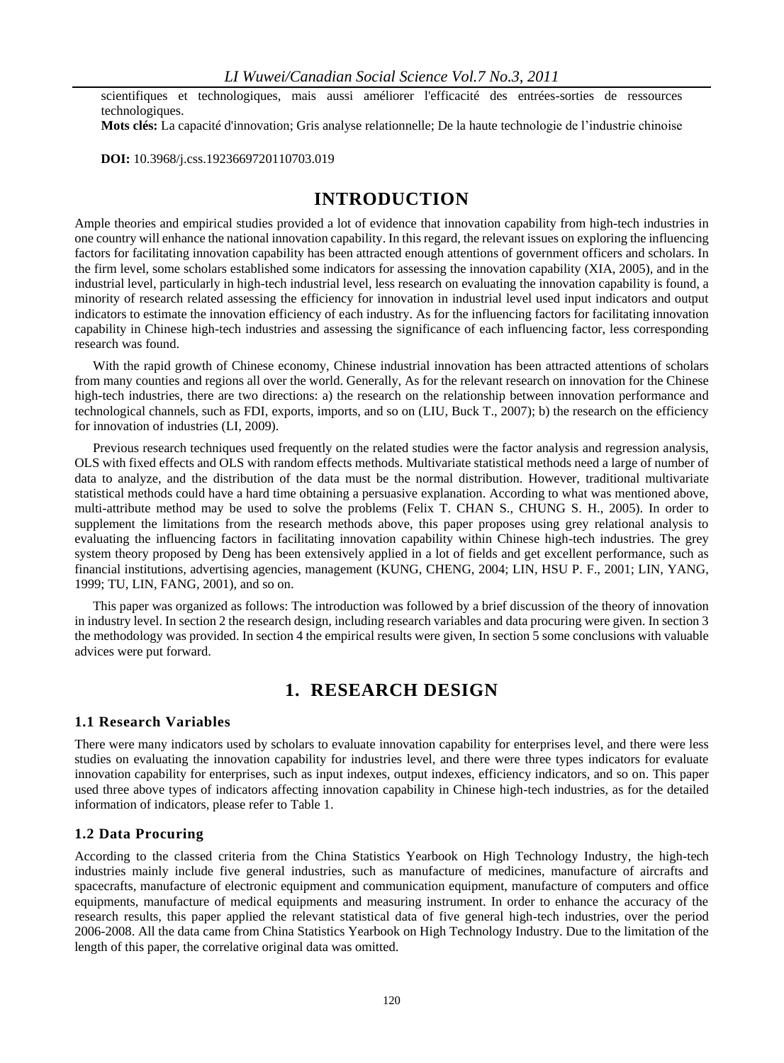scientifiques et technologiques, mais aussi améliorer l'efficacité des entrées-sorties de ressources technologiques.

**Mots clés:** La capacité d'innovation; Gris analyse relationnelle; De la haute technologie de l'industrie chinoise

**DOI:** 10.3968/j.css.1923669720110703.019

# INTRODUCTION

Ample theories and empirical studies provided a lot of evidence that innovation capability from high-tech industries in one country will enhance the national innovation capability. In this regard, the relevant issues on exploring the influencing factors for facilitating innovation capability has been attracted enough attentions of government officers and scholars. In the firm level, some scholars established some indicators for assessing the innovation capability (XIA, 2005), and in the industrial level, particularly in high-tech industrial level, less research on evaluating the innovation capability is found, a minority of research related assessing the efficiency for innovation in industrial level used input indicators and output indicators to estimate the innovation efficiency of each industry. As for the influencing factors for facilitating innovation capability in Chinese high-tech industries and assessing the significance of each influencing factor, less corresponding research was found.

With the rapid growth of Chinese economy, Chinese industrial innovation has been attracted attentions of scholars from many counties and regions all over the world. Generally, As for the relevant research on innovation for the Chinese high-tech industries, there are two directions: a) the research on the relationship between innovation performance and technological channels, such as FDI, exports, imports, and so on (LIU, Buck T., 2007); b) the research on the efficiency for innovation of industries (LI, 2009).

Previous research techniques used frequently on the related studies were the factor analysis and regression analysis, OLS with fixed effects and OLS with random effects methods. Multivariate statistical methods need a large of number of data to analyze, and the distribution of the data must be the normal distribution. However, traditional multivariate statistical methods could have a hard time obtaining a persuasive explanation. According to what was mentioned above, multi-attribute method may be used to solve the problems (Felix T. CHAN S., CHUNG S. H., 2005). In order to supplement the limitations from the research methods above, this paper proposes using grey relational analysis to evaluating the influencing factors in facilitating innovation capability within Chinese high-tech industries. The grey system theory proposed by Deng has been extensively applied in a lot of fields and get excellent performance, such as financial institutions, advertising agencies, management (KUNG, CHENG, 2004; LIN, HSU P. F., 2001; LIN, YANG, 1999; TU, LIN, FANG, 2001), and so on.

This paper was organized as follows: The introduction was followed by a brief discussion of the theory of innovation in industry level. In section 2 the research design, including research variables and data procuring were given. In section 3 the methodology was provided. In section 4 the empirical results were given, In section 5 some conclusions with valuable advices were put forward.

# 1. RESEARCH DESIGN

## 1.1 Research Variables

There were many indicators used by scholars to evaluate innovation capability for enterprises level, and there were less studies on evaluating the innovation capability for industries level, and there were three types indicators for evaluate innovation capability for enterprises, such as input indexes, output indexes, efficiency indicators, and so on. This paper used three above types of indicators affecting innovation capability in Chinese high-tech industries, as for the detailed information of indicators, please refer to Table 1.

## 1.2 Data Procuring

According to the classed criteria from the China Statistics Yearbook on High Technology Industry, the high-tech industries mainly include five general industries, such as manufacture of medicines, manufacture of aircrafts and spacecrafts, manufacture of electronic equipment and communication equipment, manufacture of computers and office equipments, manufacture of medical equipments and measuring instrument. In order to enhance the accuracy of the research results, this paper applied the relevant statistical data of five general high-tech industries, over the period 2006-2008. All the data came from China Statistics Yearbook on High Technology Industry. Due to the limitation of the length of this paper, the correlative original data was omitted.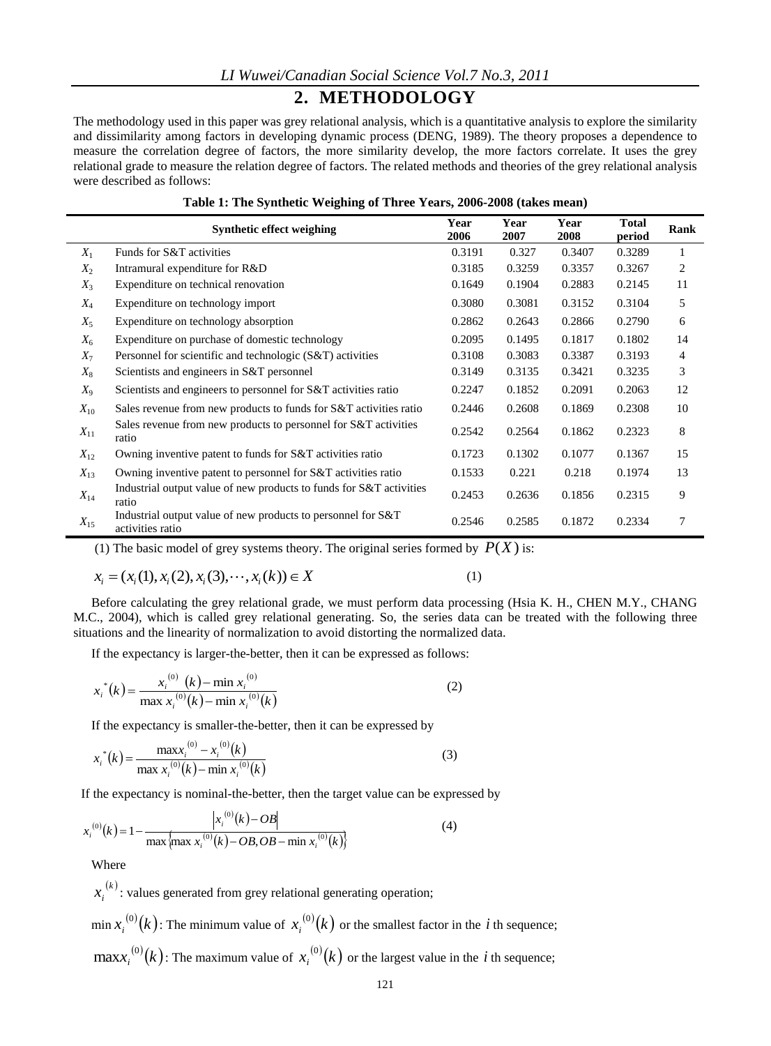## 2. METHODOLOGY

The methodology used in this paper was grey relational analysis, which is a quantitative analysis to explore the similarity and dissimilarity among factors in developing dynamic process (DENG, 1989). The theory proposes a dependence to measure the correlation degree of factors, the more similarity develop, the more factors correlate. It uses the grey relational grade to measure the relation degree of factors. The related methods and theories of the grey relational analysis were described as follows:

**Table 1: The Synthetic Weighing of Three Years, 2006-2008 (takes mean)**

| | Synthetic effect weighing | Year 2006 | Year 2007 | Year 2008 | Total period | Rank |
|---|---|---|---|---|---|---|
| $X_1$ | Funds for S&T activities | 0.3191 | 0.327 | 0.3407 | 0.3289 | 1 |
| $X_2$ | Intramural expenditure for R&D | 0.3185 | 0.3259 | 0.3357 | 0.3267 | 2 |
| $X_3$ | Expenditure on technical renovation | 0.1649 | 0.1904 | 0.2883 | 0.2145 | 11 |
| $X_4$ | Expenditure on technology import | 0.3080 | 0.3081 | 0.3152 | 0.3104 | 5 |
| $X_5$ | Expenditure on technology absorption | 0.2862 | 0.2643 | 0.2866 | 0.2790 | 6 |
| $X_6$ | Expenditure on purchase of domestic technology | 0.2095 | 0.1495 | 0.1817 | 0.1802 | 14 |
| $X_7$ | Personnel for scientific and technologic (S&T) activities | 0.3108 | 0.3083 | 0.3387 | 0.3193 | 4 |
| $X_8$ | Scientists and engineers in S&T personnel | 0.3149 | 0.3135 | 0.3421 | 0.3235 | 3 |
| $X_9$ | Scientists and engineers to personnel for S&T activities ratio | 0.2247 | 0.1852 | 0.2091 | 0.2063 | 12 |
| $X_{10}$ | Sales revenue from new products to funds for S&T activities ratio | 0.2446 | 0.2608 | 0.1869 | 0.2308 | 10 |
| $X_{11}$ | Sales revenue from new products to personnel for S&T activities ratio | 0.2542 | 0.2564 | 0.1862 | 0.2323 | 8 |
| $X_{12}$ | Owning inventive patent to funds for S&T activities ratio | 0.1723 | 0.1302 | 0.1077 | 0.1367 | 15 |
| $X_{13}$ | Owning inventive patent to personnel for S&T activities ratio | 0.1533 | 0.221 | 0.218 | 0.1974 | 13 |
| $X_{14}$ | Industrial output value of new products to funds for S&T activities ratio | 0.2453 | 0.2636 | 0.1856 | 0.2315 | 9 |
| $X_{15}$ | Industrial output value of new products to personnel for S&T activities ratio | 0.2546 | 0.2585 | 0.1872 | 0.2334 | 7 |

(1) The basic model of grey systems theory. The original series formed by $P(X)$ is:

$$x_i = (x_i(1), x_i(2), x_i(3), \cdots, x_i(k)) \in X \tag{1}$$

Before calculating the grey relational grade, we must perform data processing (Hsia K. H., CHEN M.Y., CHANG M.C., 2004), which is called grey relational generating. So, the series data can be treated with the following three situations and the linearity of normalization to avoid distorting the normalized data.

If the expectancy is larger-the-better, then it can be expressed as follows:

$$x_i^*(k) = \frac{x_i^{(0)}(k) - \min x_i^{(0)}}{\max x_i^{(0)}(k) - \min x_i^{(0)}(k)} \tag{2}$$

If the expectancy is smaller-the-better, then it can be expressed by

$$x_i^*(k) = \frac{\max x_i^{(0)} - x_i^{(0)}(k)}{\max x_i^{(0)}(k) - \min x_i^{(0)}(k)} \tag{3}$$

If the expectancy is nominal-the-better, then the target value can be expressed by

$$x_i^{(0)}(k) = 1 - \frac{\left|x_i^{(0)}(k) - OB\right|}{\max\left\{\max x_i^{(0)}(k) - OB, OB - \min x_i^{(0)}(k)\right\}} \tag{4}$$

Where

$x_i^{(k)}$: values generated from grey relational generating operation;

$\min x_i^{(0)}(k)$: The minimum value of $x_i^{(0)}(k)$ or the smallest factor in the $i$ th sequence;

$\max x_i^{(0)}(k)$: The maximum value of $x_i^{(0)}(k)$ or the largest value in the $i$ th sequence;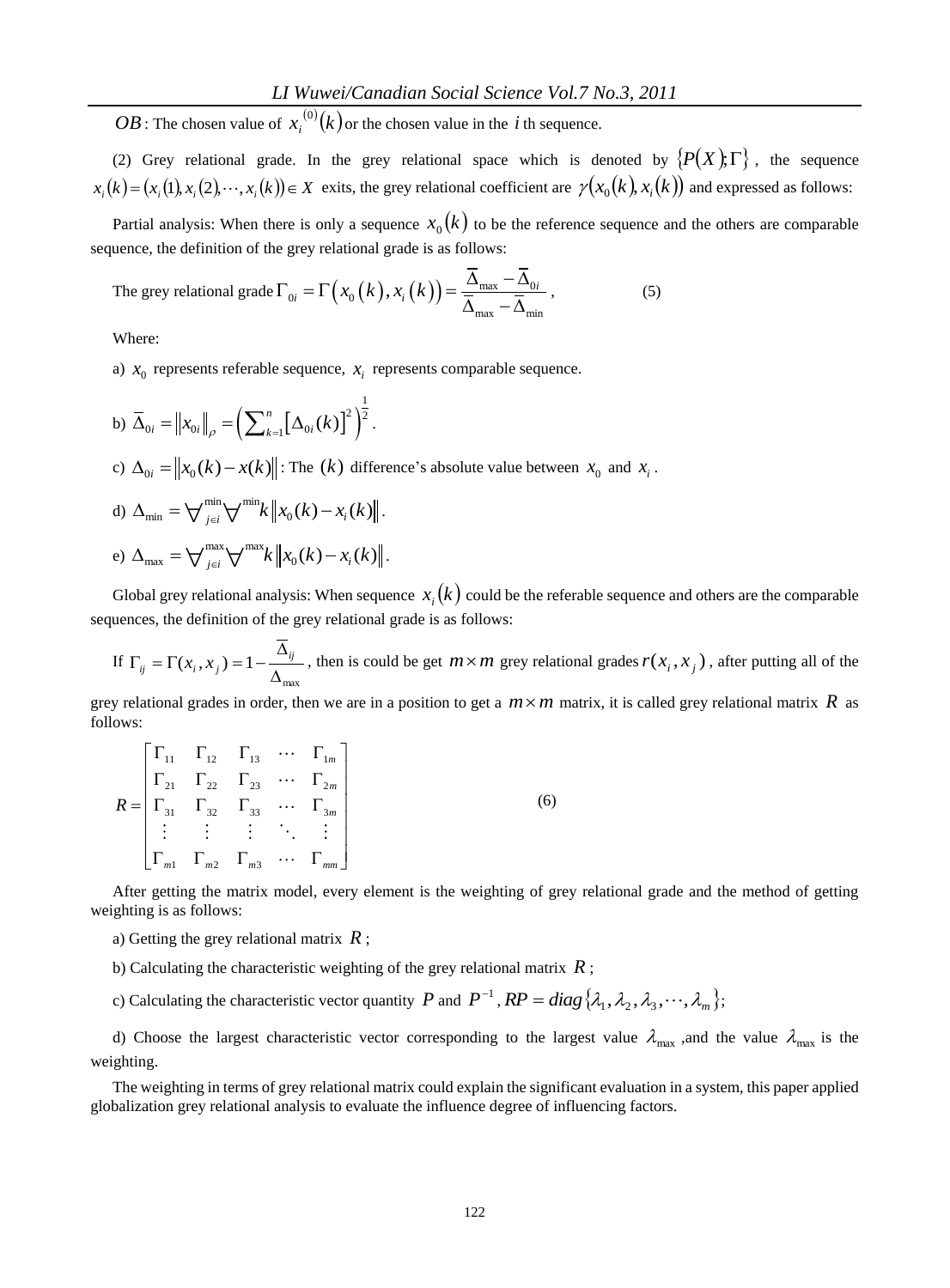$OB$: The chosen value of $x_i^{(0)}(k)$ or the chosen value in the $i$ th sequence.

(2) Grey relational grade. In the grey relational space which is denoted by $\{P(X);\Gamma\}$, the sequence $x_i(k) = (x_i(1), x_i(2), \cdots, x_i(k)) \in X$ exits, the grey relational coefficient are $\gamma(x_0(k), x_i(k))$ and expressed as follows:

Partial analysis: When there is only a sequence $x_0(k)$ to be the reference sequence and the others are comparable sequence, the definition of the grey relational grade is as follows:

The grey relational grade $\Gamma_{0i} = \Gamma\left(x_0\left(k\right), x_i\left(k\right)\right) = \dfrac{\overline{\Delta}_{\max} - \overline{\Delta}_{0i}}{\overline{\Delta}_{\max} - \overline{\Delta}_{\min}}$, (5)

Where:

a) $x_0$ represents referable sequence, $x_i$ represents comparable sequence.

b) $\overline{\Delta}_{0i} = \left\| x_{0i} \right\|_{\rho} = \left( \sum_{k=1}^{n} \left[ \Delta_{0i}(k) \right]^2 \right)^{\frac{1}{2}}$.

c) $\Delta_{0i} = \left\| x_0(k) - x(k) \right\|$: The $(k)$ difference's absolute value between $x_0$ and $x_i$.

d) $\Delta_{\min} = \forall_{j \in i}^{\min} \forall^{\min} k \left\| x_0(k) - x_i(k) \right\|$.

e) $\Delta_{\max} = \forall_{j \in i}^{\max} \forall^{\max} k \left\| x_0(k) - x_i(k) \right\|$.

Global grey relational analysis: When sequence $x_i(k)$ could be the referable sequence and others are the comparable sequences, the definition of the grey relational grade is as follows:

If $\Gamma_{ij} = \Gamma(x_i, x_j) = 1 - \dfrac{\overline{\Delta}_{ij}}{\Delta_{\max}}$, then is could be get $m \times m$ grey relational grades $r(x_i, x_j)$, after putting all of the grey relational grades in order, then we are in a position to get a $m \times m$ matrix, it is called grey relational matrix $R$ as follows:

$$
R = \begin{bmatrix}
\Gamma_{11} & \Gamma_{12} & \Gamma_{13} & \cdots & \Gamma_{1m} \\
\Gamma_{21} & \Gamma_{22} & \Gamma_{23} & \cdots & \Gamma_{2m} \\
\Gamma_{31} & \Gamma_{32} & \Gamma_{33} & \cdots & \Gamma_{3m} \\
\vdots & \vdots & \vdots & \ddots & \vdots \\
\Gamma_{m1} & \Gamma_{m2} & \Gamma_{m3} & \cdots & \Gamma_{mm}
\end{bmatrix} \quad (6)
$$

After getting the matrix model, every element is the weighting of grey relational grade and the method of getting weighting is as follows:

a) Getting the grey relational matrix $R$;

b) Calculating the characteristic weighting of the grey relational matrix $R$;

c) Calculating the characteristic vector quantity $P$ and $P^{-1}$, $RP = diag\{\lambda_1, \lambda_2, \lambda_3, \cdots, \lambda_m\}$;

d) Choose the largest characteristic vector corresponding to the largest value $\lambda_{\max}$, and the value $\lambda_{\max}$ is the weighting.

The weighting in terms of grey relational matrix could explain the significant evaluation in a system, this paper applied globalization grey relational analysis to evaluate the influence degree of influencing factors.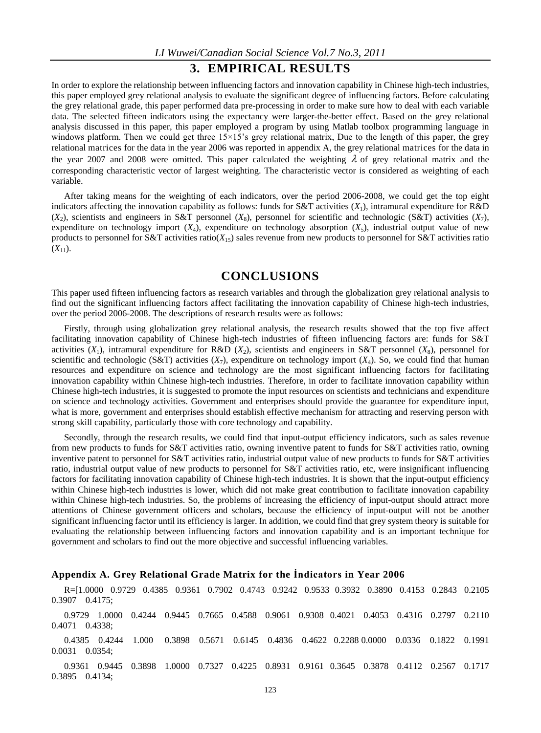## 3. EMPIRICAL RESULTS

In order to explore the relationship between influencing factors and innovation capability in Chinese high-tech industries, this paper employed grey relational analysis to evaluate the significant degree of influencing factors. Before calculating the grey relational grade, this paper performed data pre-processing in order to make sure how to deal with each variable data. The selected fifteen indicators using the expectancy were larger-the-better effect. Based on the grey relational analysis discussed in this paper, this paper employed a program by using Matlab toolbox programming language in windows platform. Then we could get three 15×15's grey relational matrix, Due to the length of this paper, the grey relational matrices for the data in the year 2006 was reported in appendix A, the grey relational matrices for the data in the year 2007 and 2008 were omitted. This paper calculated the weighting $\lambda$ of grey relational matrix and the corresponding characteristic vector of largest weighting. The characteristic vector is considered as weighting of each variable.

After taking means for the weighting of each indicators, over the period 2006-2008, we could get the top eight indicators affecting the innovation capability as follows: funds for S&T activities ($X_1$), intramural expenditure for R&D ($X_2$), scientists and engineers in S&T personnel ($X_8$), personnel for scientific and technologic (S&T) activities ($X_7$), expenditure on technology import ($X_4$), expenditure on technology absorption ($X_5$), industrial output value of new products to personnel for S&T activities ratio($X_{15}$) sales revenue from new products to personnel for S&T activities ratio ($X_{11}$).

## CONCLUSIONS

This paper used fifteen influencing factors as research variables and through the globalization grey relational analysis to find out the significant influencing factors affect facilitating the innovation capability of Chinese high-tech industries, over the period 2006-2008. The descriptions of research results were as follows:

Firstly, through using globalization grey relational analysis, the research results showed that the top five affect facilitating innovation capability of Chinese high-tech industries of fifteen influencing factors are: funds for S&T activities ($X_1$), intramural expenditure for R&D ($X_2$), scientists and engineers in S&T personnel ($X_8$), personnel for scientific and technologic (S&T) activities ($X_7$), expenditure on technology import ($X_4$). So, we could find that human resources and expenditure on science and technology are the most significant influencing factors for facilitating innovation capability within Chinese high-tech industries. Therefore, in order to facilitate innovation capability within Chinese high-tech industries, it is suggested to promote the input resources on scientists and technicians and expenditure on science and technology activities. Government and enterprises should provide the guarantee for expenditure input, what is more, government and enterprises should establish effective mechanism for attracting and reserving person with strong skill capability, particularly those with core technology and capability.

Secondly, through the research results, we could find that input-output efficiency indicators, such as sales revenue from new products to funds for S&T activities ratio, owning inventive patent to funds for S&T activities ratio, owning inventive patent to personnel for S&T activities ratio, industrial output value of new products to funds for S&T activities ratio, industrial output value of new products to personnel for S&T activities ratio, etc, were insignificant influencing factors for facilitating innovation capability of Chinese high-tech industries. It is shown that the input-output efficiency within Chinese high-tech industries is lower, which did not make great contribution to facilitate innovation capability within Chinese high-tech industries. So, the problems of increasing the efficiency of input-output should attract more attentions of Chinese government officers and scholars, because the efficiency of input-output will not be another significant influencing factor until its efficiency is larger. In addition, we could find that grey system theory is suitable for evaluating the relationship between influencing factors and innovation capability and is an important technique for government and scholars to find out the more objective and successful influencing variables.

### Appendix A. Grey Relational Grade Matrix for the İndicators in Year 2006

R=[1.0000 0.9729 0.4385 0.9361 0.7902 0.4743 0.9242 0.9533 0.3932 0.3890 0.4153 0.2843 0.2105 0.3907 0.4175;

0.9729 1.0000 0.4244 0.9445 0.7665 0.4588 0.9061 0.9308 0.4021 0.4053 0.4316 0.2797 0.2110 0.4071 0.4338;

0.4385 0.4244 1.000 0.3898 0.5671 0.6145 0.4836 0.4622 0.2288 0.0000 0.0336 0.1822 0.1991 0.0031 0.0354;

0.9361 0.9445 0.3898 1.0000 0.7327 0.4225 0.8931 0.9161 0.3645 0.3878 0.4112 0.2567 0.1717 0.3895 0.4134;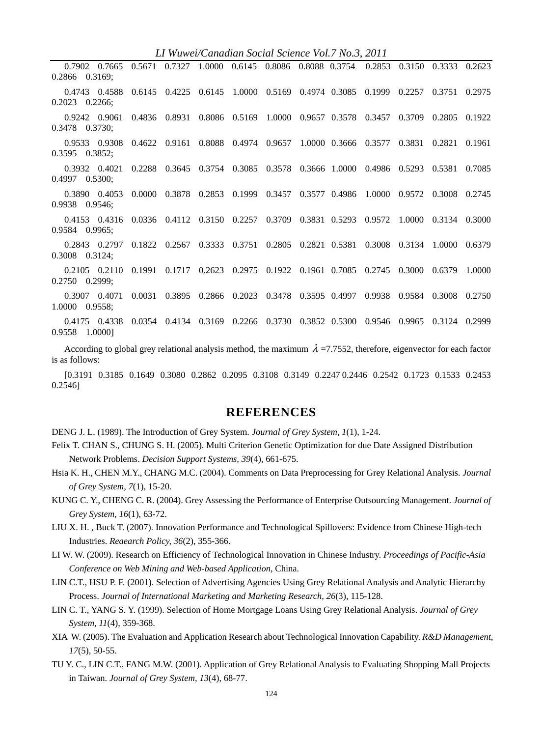0.7902 0.7665 0.5671 0.7327 1.0000 0.6145 0.8086 0.8088 0.3754 0.2853 0.3150 0.3333 0.2623 0.2866 0.3169;

0.4743 0.4588 0.6145 0.4225 0.6145 1.0000 0.5169 0.4974 0.3085 0.1999 0.2257 0.3751 0.2975 0.2023 0.2266;

0.9242 0.9061 0.4836 0.8931 0.8086 0.5169 1.0000 0.9657 0.3578 0.3457 0.3709 0.2805 0.1922 0.3478 0.3730;

0.9533 0.9308 0.4622 0.9161 0.8088 0.4974 0.9657 1.0000 0.3666 0.3577 0.3831 0.2821 0.1961 0.3595 0.3852;

0.3932 0.4021 0.2288 0.3645 0.3754 0.3085 0.3578 0.3666 1.0000 0.4986 0.5293 0.5381 0.7085 0.4997 0.5300;

0.3890 0.4053 0.0000 0.3878 0.2853 0.1999 0.3457 0.3577 0.4986 1.0000 0.9572 0.3008 0.2745 0.9938 0.9546;

0.4153 0.4316 0.0336 0.4112 0.3150 0.2257 0.3709 0.3831 0.5293 0.9572 1.0000 0.3134 0.3000 0.9584 0.9965;

0.2843 0.2797 0.1822 0.2567 0.3333 0.3751 0.2805 0.2821 0.5381 0.3008 0.3134 1.0000 0.6379 0.3008 0.3124;

0.2105 0.2110 0.1991 0.1717 0.2623 0.2975 0.1922 0.1961 0.7085 0.2745 0.3000 0.6379 1.0000 0.2750 0.2999;

0.3907 0.4071 0.0031 0.3895 0.2866 0.2023 0.3478 0.3595 0.4997 0.9938 0.9584 0.3008 0.2750 1.0000 0.9558;

0.4175 0.4338 0.0354 0.4134 0.3169 0.2266 0.3730 0.3852 0.5300 0.9546 0.9965 0.3124 0.2999 0.9558 1.0000]

According to global grey relational analysis method, the maximum $\lambda$ =7.7552, therefore, eigenvector for each factor is as follows:

[0.3191 0.3185 0.1649 0.3080 0.2862 0.2095 0.3108 0.3149 0.2247 0.2446 0.2542 0.1723 0.1533 0.2453 0.2546]

## REFERENCES

DENG J. L. (1989). The Introduction of Grey System. *Journal of Grey System, 1*(1), 1-24.

Felix T. CHAN S., CHUNG S. H. (2005). Multi Criterion Genetic Optimization for due Date Assigned Distribution Network Problems. *Decision Support Systems, 39*(4), 661-675.

Hsia K. H., CHEN M.Y., CHANG M.C. (2004). Comments on Data Preprocessing for Grey Relational Analysis. *Journal of Grey System, 7*(1), 15-20.

KUNG C. Y., CHENG C. R. (2004). Grey Assessing the Performance of Enterprise Outsourcing Management. *Journal of Grey System, 16*(1), 63-72.

LIU X. H. , Buck T. (2007). Innovation Performance and Technological Spillovers: Evidence from Chinese High-tech Industries. *Reaearch Policy, 36*(2), 355-366.

LI W. W. (2009). Research on Efficiency of Technological Innovation in Chinese Industry. *Proceedings of Pacific-Asia Conference on Web Mining and Web-based Application*, China.

LIN C.T., HSU P. F. (2001). Selection of Advertising Agencies Using Grey Relational Analysis and Analytic Hierarchy Process. *Journal of International Marketing and Marketing Research, 26*(3), 115-128.

LIN C. T., YANG S. Y. (1999). Selection of Home Mortgage Loans Using Grey Relational Analysis. *Journal of Grey System, 11*(4), 359-368.

XIA W. (2005). The Evaluation and Application Research about Technological Innovation Capability. *R&D Management, 17*(5), 50-55.

TU Y. C., LIN C.T., FANG M.W. (2001). Application of Grey Relational Analysis to Evaluating Shopping Mall Projects in Taiwan. *Journal of Grey System, 13*(4), 68-77.